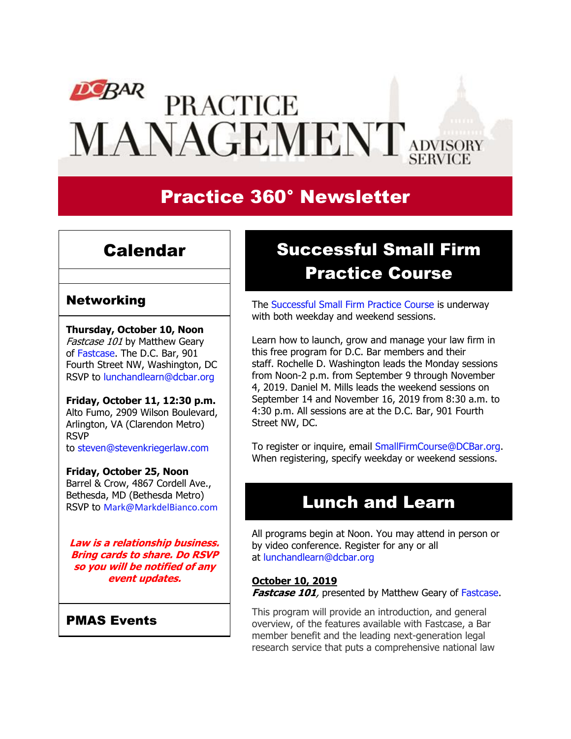# DC BAR PRACTICE MANAGEMENT ADVISORY SERVICE

## Practice 360° Newsletter

## Calendar

### Networking

**Thursday, October 10, Noon**
*Fastcase 101* by Matthew Geary of Fastcase. The D.C. Bar, 901 Fourth Street NW, Washington, DC
RSVP to lunchandlearn@dcbar.org

**Friday, October 11, 12:30 p.m.**
Alto Fumo, 2909 Wilson Boulevard, Arlington, VA (Clarendon Metro)
RSVP to steven@stevenkriegerlaw.com

**Friday, October 25, Noon**
Barrel & Crow, 4867 Cordell Ave., Bethesda, MD (Bethesda Metro)
RSVP to Mark@MarkdelBianco.com

***Law is a relationship business. Bring cards to share. Do RSVP so you will be notified of any event updates.***

### PMAS Events

## Successful Small Firm Practice Course

The Successful Small Firm Practice Course is underway with both weekday and weekend sessions.

Learn how to launch, grow and manage your law firm in this free program for D.C. Bar members and their staff. Rochelle D. Washington leads the Monday sessions from Noon-2 p.m. from September 9 through November 4, 2019. Daniel M. Mills leads the weekend sessions on September 14 and November 16, 2019 from 8:30 a.m. to 4:30 p.m. All sessions are at the D.C. Bar, 901 Fourth Street NW, DC.

To register or inquire, email SmallFirmCourse@DCBar.org. When registering, specify weekday or weekend sessions.

## Lunch and Learn

All programs begin at Noon. You may attend in person or by video conference. Register for any or all at lunchandlearn@dcbar.org

**October 10, 2019**
***Fastcase 101***, presented by Matthew Geary of Fastcase.

This program will provide an introduction, and general overview, of the features available with Fastcase, a Bar member benefit and the leading next-generation legal research service that puts a comprehensive national law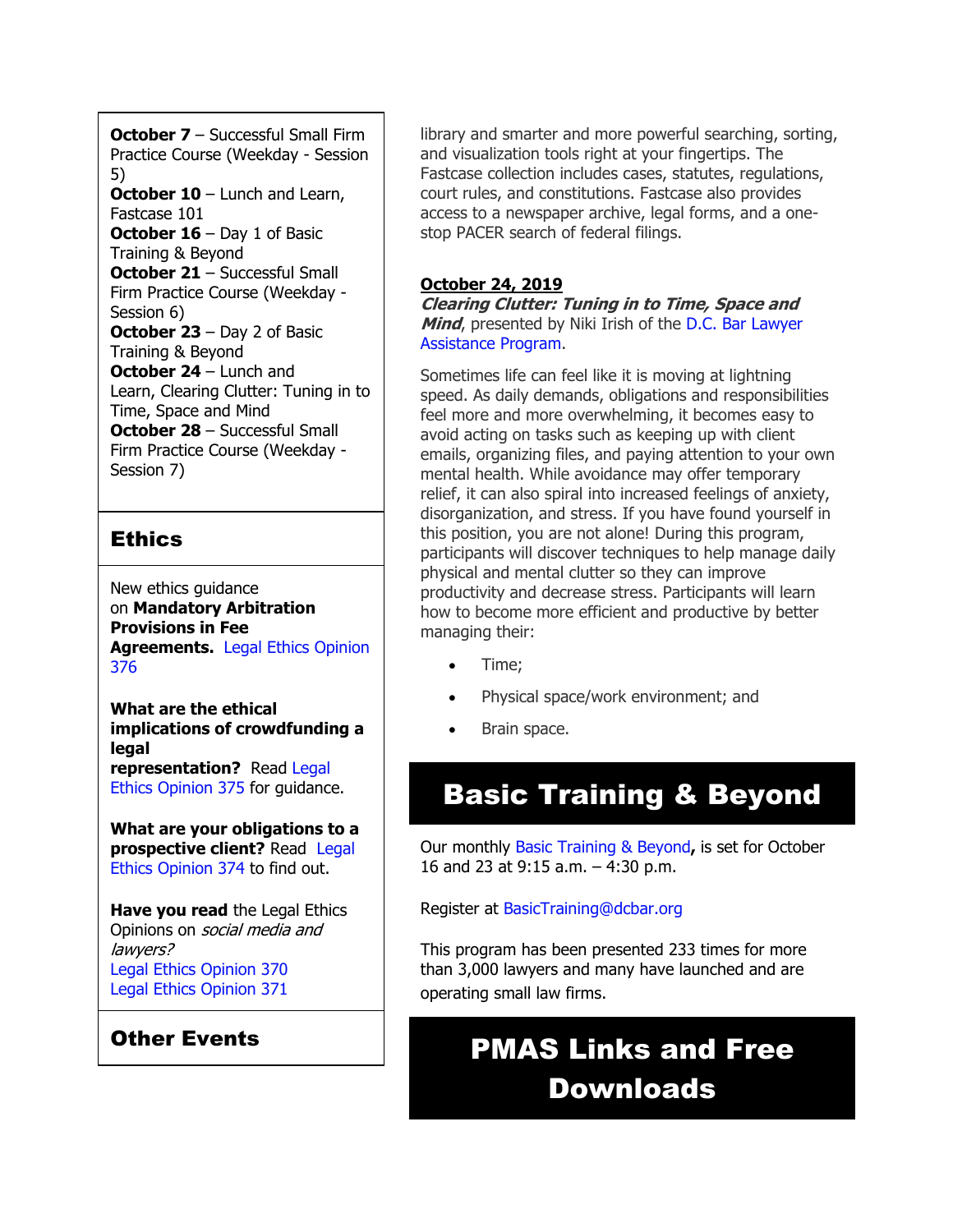**October 7** – Successful Small Firm Practice Course (Weekday - Session 5)
**October 10** – Lunch and Learn, Fastcase 101
**October 16** – Day 1 of Basic Training & Beyond
**October 21** – Successful Small Firm Practice Course (Weekday - Session 6)
**October 23** – Day 2 of Basic Training & Beyond
**October 24** – Lunch and Learn, Clearing Clutter: Tuning in to Time, Space and Mind
**October 28** – Successful Small Firm Practice Course (Weekday - Session 7)

## Ethics

New ethics guidance on **Mandatory Arbitration Provisions in Fee Agreements.** Legal Ethics Opinion 376

**What are the ethical implications of crowdfunding a legal representation?** Read Legal Ethics Opinion 375 for guidance.

**What are your obligations to a prospective client?** Read Legal Ethics Opinion 374 to find out.

**Have you read** the Legal Ethics Opinions on *social media and lawyers?*
Legal Ethics Opinion 370
Legal Ethics Opinion 371

## Other Events

library and smarter and more powerful searching, sorting, and visualization tools right at your fingertips. The Fastcase collection includes cases, statutes, regulations, court rules, and constitutions. Fastcase also provides access to a newspaper archive, legal forms, and a one-stop PACER search of federal filings.

**October 24, 2019**
***Clearing Clutter: Tuning in to Time, Space and Mind***, presented by Niki Irish of the D.C. Bar Lawyer Assistance Program.

Sometimes life can feel like it is moving at lightning speed. As daily demands, obligations and responsibilities feel more and more overwhelming, it becomes easy to avoid acting on tasks such as keeping up with client emails, organizing files, and paying attention to your own mental health. While avoidance may offer temporary relief, it can also spiral into increased feelings of anxiety, disorganization, and stress. If you have found yourself in this position, you are not alone! During this program, participants will discover techniques to help manage daily physical and mental clutter so they can improve productivity and decrease stress. Participants will learn how to become more efficient and productive by better managing their:

- Time;
- Physical space/work environment; and
- Brain space.

# Basic Training & Beyond

Our monthly Basic Training & Beyond**,** is set for October 16 and 23 at 9:15 a.m. – 4:30 p.m.

Register at BasicTraining@dcbar.org

This program has been presented 233 times for more than 3,000 lawyers and many have launched and are operating small law firms.

# PMAS Links and Free Downloads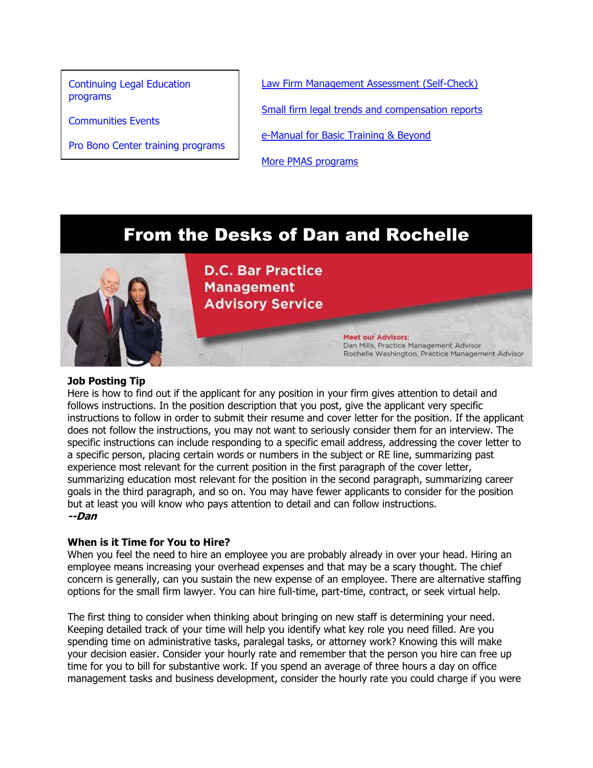Continuing Legal Education programs

Communities Events

Pro Bono Center training programs

Law Firm Management Assessment (Self-Check)

Small firm legal trends and compensation reports

e-Manual for Basic Training & Beyond

More PMAS programs

## From the Desks of Dan and Rochelle

D.C. Bar Practice Management Advisory Service

Meet our Advisors:
Dan Mills, Practice Management Advisor
Rochelle Washington, Practice Management Advisor

**Job Posting Tip**
Here is how to find out if the applicant for any position in your firm gives attention to detail and follows instructions. In the position description that you post, give the applicant very specific instructions to follow in order to submit their resume and cover letter for the position. If the applicant does not follow the instructions, you may not want to seriously consider them for an interview. The specific instructions can include responding to a specific email address, addressing the cover letter to a specific person, placing certain words or numbers in the subject or RE line, summarizing past experience most relevant for the current position in the first paragraph of the cover letter, summarizing education most relevant for the position in the second paragraph, summarizing career goals in the third paragraph, and so on. You may have fewer applicants to consider for the position but at least you will know who pays attention to detail and can follow instructions.
***--Dan***

**When is it Time for You to Hire?**
When you feel the need to hire an employee you are probably already in over your head. Hiring an employee means increasing your overhead expenses and that may be a scary thought. The chief concern is generally, can you sustain the new expense of an employee. There are alternative staffing options for the small firm lawyer. You can hire full-time, part-time, contract, or seek virtual help.

The first thing to consider when thinking about bringing on new staff is determining your need. Keeping detailed track of your time will help you identify what key role you need filled. Are you spending time on administrative tasks, paralegal tasks, or attorney work? Knowing this will make your decision easier. Consider your hourly rate and remember that the person you hire can free up time for you to bill for substantive work. If you spend an average of three hours a day on office management tasks and business development, consider the hourly rate you could charge if you were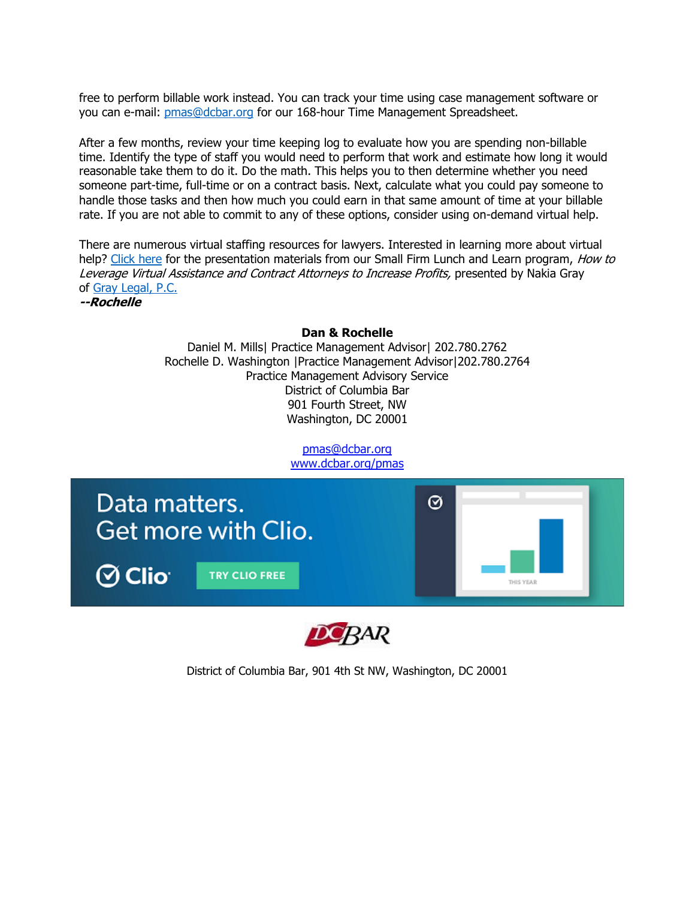free to perform billable work instead. You can track your time using case management software or you can e-mail: pmas@dcbar.org for our 168-hour Time Management Spreadsheet.

After a few months, review your time keeping log to evaluate how you are spending non-billable time. Identify the type of staff you would need to perform that work and estimate how long it would reasonable take them to do it. Do the math. This helps you to then determine whether you need someone part-time, full-time or on a contract basis. Next, calculate what you could pay someone to handle those tasks and then how much you could earn in that same amount of time at your billable rate. If you are not able to commit to any of these options, consider using on-demand virtual help.

There are numerous virtual staffing resources for lawyers. Interested in learning more about virtual help? Click here for the presentation materials from our Small Firm Lunch and Learn program, *How to Leverage Virtual Assistance and Contract Attorneys to Increase Profits,* presented by Nakia Gray of Gray Legal, P.C.

***--Rochelle***

**Dan & Rochelle**

Daniel M. Mills| Practice Management Advisor| 202.780.2762
Rochelle D. Washington |Practice Management Advisor|202.780.2764
Practice Management Advisory Service
District of Columbia Bar
901 Fourth Street, NW
Washington, DC 20001

pmas@dcbar.org
www.dcbar.org/pmas

Data matters.
Get more with Clio.
Clio
TRY CLIO FREE
THIS YEAR

DC BAR

District of Columbia Bar, 901 4th St NW, Washington, DC 20001